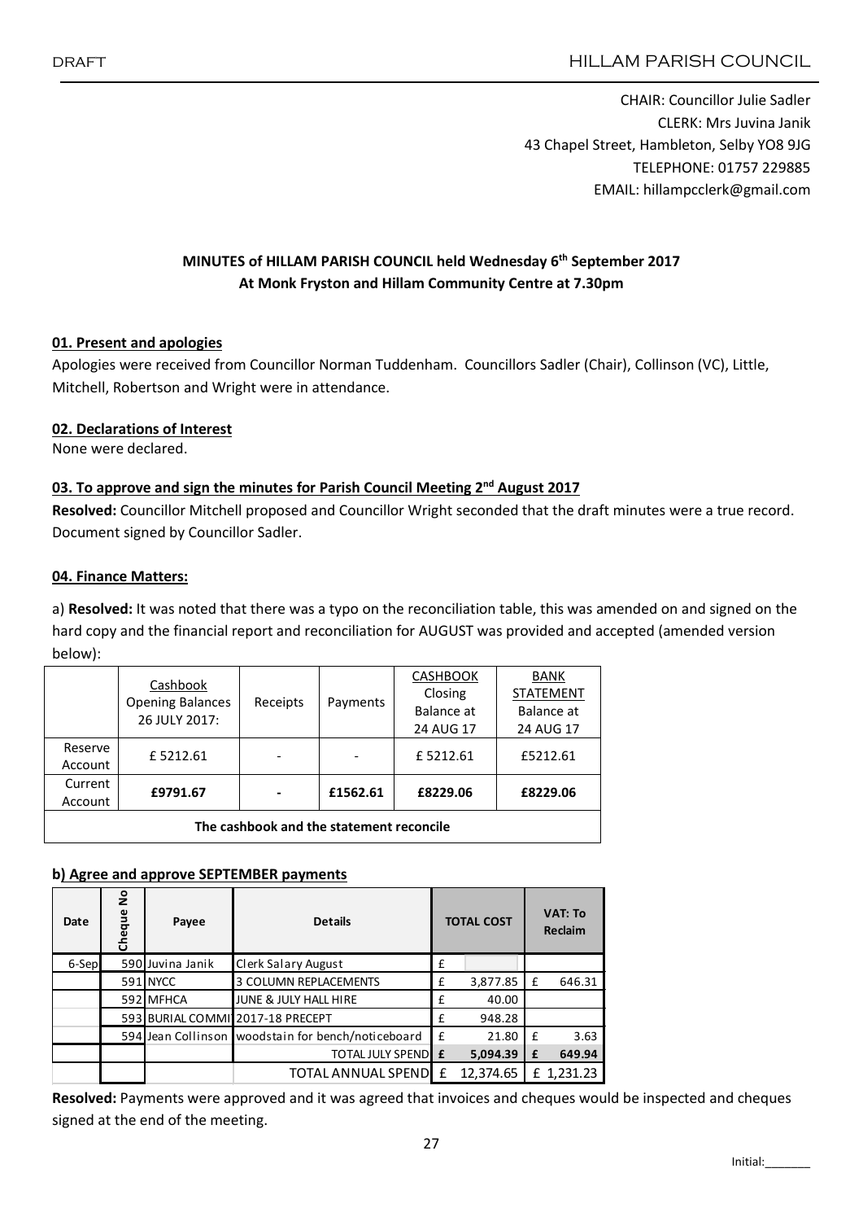CHAIR: Councillor Julie Sadler
CLERK: Mrs Juvina Janik
43 Chapel Street, Hambleton, Selby YO8 9JG
TELEPHONE: 01757 229885
EMAIL: hillampcclerk@gmail.com

# MINUTES of HILLAM PARISH COUNCIL held Wednesday 6th September 2017
## At Monk Fryston and Hillam Community Centre at 7.30pm

### 01. Present and apologies

Apologies were received from Councillor Norman Tuddenham. Councillors Sadler (Chair), Collinson (VC), Little, Mitchell, Robertson and Wright were in attendance.

### 02. Declarations of Interest

None were declared.

### 03. To approve and sign the minutes for Parish Council Meeting 2nd August 2017

**Resolved:** Councillor Mitchell proposed and Councillor Wright seconded that the draft minutes were a true record. Document signed by Councillor Sadler.

### 04. Finance Matters:

a) **Resolved:** It was noted that there was a typo on the reconciliation table, this was amended on and signed on the hard copy and the financial report and reconciliation for AUGUST was provided and accepted (amended version below):

| | Cashbook Opening Balances 26 JULY 2017: | Receipts | Payments | CASHBOOK Closing Balance at 24 AUG 17 | BANK STATEMENT Balance at 24 AUG 17 |
|---|---|---|---|---|---|
| Reserve Account | £ 5212.61 | - | - | £ 5212.61 | £5212.61 |
| Current Account | **£9791.67** | **-** | **£1562.61** | **£8229.06** | **£8229.06** |
| **The cashbook and the statement reconcile** | | | | | |

**b) Agree and approve SEPTEMBER payments**

| Date | Cheque No | Payee | Details | TOTAL COST | VAT: To Reclaim |
|---|---|---|---|---|---|
| 6-Sep | 590 | Juvina Janik | Clerk Salary August | £ | |
| | 591 | NYCC | 3 COLUMN REPLACEMENTS | £ 3,877.85 | £ 646.31 |
| | 592 | MFHCA | JUNE & JULY HALL HIRE | £ 40.00 | |
| | 593 | BURIAL COMMI | 2017-18 PRECEPT | £ 948.28 | |
| | 594 | Jean Collinson | woodstain for bench/noticeboard | £ 21.80 | £ 3.63 |
| | | | TOTAL JULY SPEND | **£ 5,094.39** | **£ 649.94** |
| | | | TOTAL ANNUAL SPEND | £ 12,374.65 | £ 1,231.23 |

**Resolved:** Payments were approved and it was agreed that invoices and cheques would be inspected and cheques signed at the end of the meeting.

Initial:_______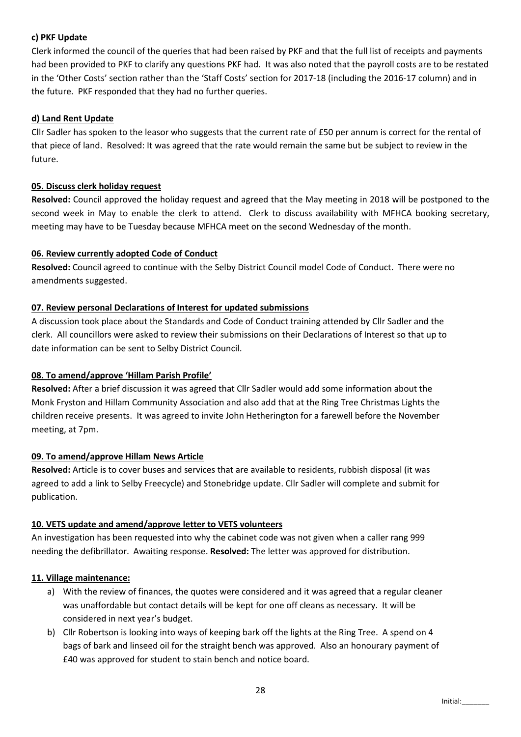**c) PKF Update**

Clerk informed the council of the queries that had been raised by PKF and that the full list of receipts and payments had been provided to PKF to clarify any questions PKF had. It was also noted that the payroll costs are to be restated in the 'Other Costs' section rather than the 'Staff Costs' section for 2017-18 (including the 2016-17 column) and in the future. PKF responded that they had no further queries.

**d) Land Rent Update**

Cllr Sadler has spoken to the leasor who suggests that the current rate of £50 per annum is correct for the rental of that piece of land. Resolved: It was agreed that the rate would remain the same but be subject to review in the future.

**05. Discuss clerk holiday request**

**Resolved:** Council approved the holiday request and agreed that the May meeting in 2018 will be postponed to the second week in May to enable the clerk to attend. Clerk to discuss availability with MFHCA booking secretary, meeting may have to be Tuesday because MFHCA meet on the second Wednesday of the month.

**06. Review currently adopted Code of Conduct**

**Resolved:** Council agreed to continue with the Selby District Council model Code of Conduct. There were no amendments suggested.

**07. Review personal Declarations of Interest for updated submissions**

A discussion took place about the Standards and Code of Conduct training attended by Cllr Sadler and the clerk. All councillors were asked to review their submissions on their Declarations of Interest so that up to date information can be sent to Selby District Council.

**08. To amend/approve 'Hillam Parish Profile'**

**Resolved:** After a brief discussion it was agreed that Cllr Sadler would add some information about the Monk Fryston and Hillam Community Association and also add that at the Ring Tree Christmas Lights the children receive presents. It was agreed to invite John Hetherington for a farewell before the November meeting, at 7pm.

**09. To amend/approve Hillam News Article**

**Resolved:** Article is to cover buses and services that are available to residents, rubbish disposal (it was agreed to add a link to Selby Freecycle) and Stonebridge update. Cllr Sadler will complete and submit for publication.

**10. VETS update and amend/approve letter to VETS volunteers**

An investigation has been requested into why the cabinet code was not given when a caller rang 999 needing the defibrillator. Awaiting response. **Resolved:** The letter was approved for distribution.

**11. Village maintenance:**

a) With the review of finances, the quotes were considered and it was agreed that a regular cleaner was unaffordable but contact details will be kept for one off cleans as necessary. It will be considered in next year's budget.
b) Cllr Robertson is looking into ways of keeping bark off the lights at the Ring Tree. A spend on 4 bags of bark and linseed oil for the straight bench was approved. Also an honourary payment of £40 was approved for student to stain bench and notice board.

Initial:_______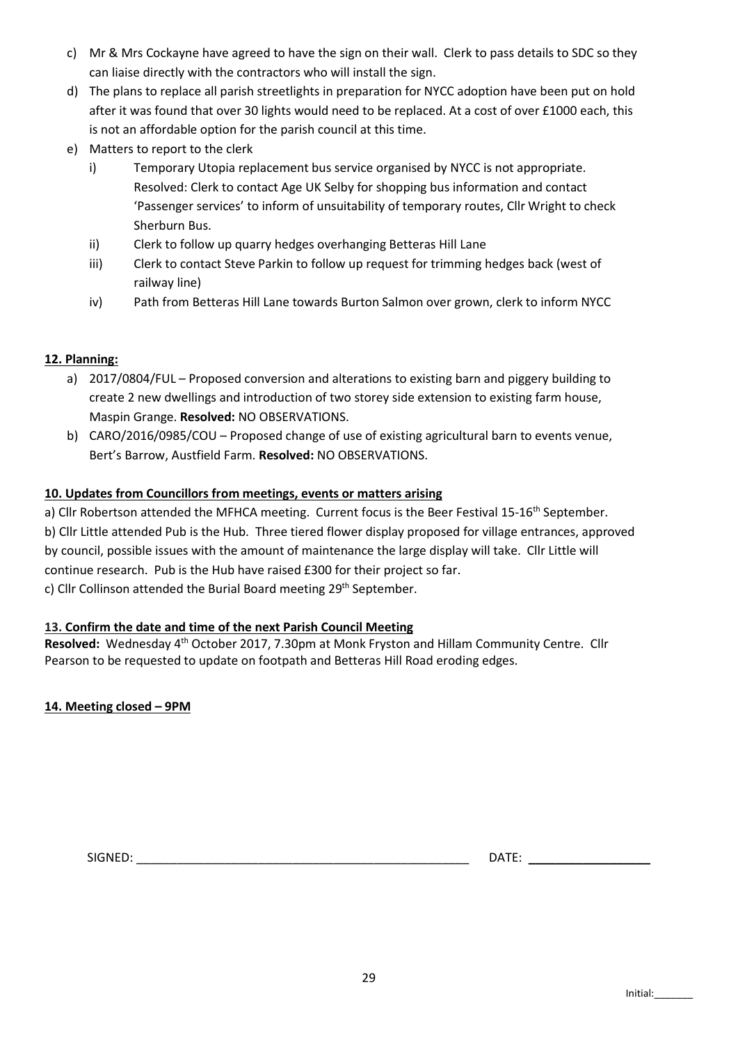c) Mr & Mrs Cockayne have agreed to have the sign on their wall. Clerk to pass details to SDC so they can liaise directly with the contractors who will install the sign.

d) The plans to replace all parish streetlights in preparation for NYCC adoption have been put on hold after it was found that over 30 lights would need to be replaced. At a cost of over £1000 each, this is not an affordable option for the parish council at this time.

e) Matters to report to the clerk

   i) Temporary Utopia replacement bus service organised by NYCC is not appropriate. Resolved: Clerk to contact Age UK Selby for shopping bus information and contact 'Passenger services' to inform of unsuitability of temporary routes, Cllr Wright to check Sherburn Bus.

   ii) Clerk to follow up quarry hedges overhanging Betteras Hill Lane

   iii) Clerk to contact Steve Parkin to follow up request for trimming hedges back (west of railway line)

   iv) Path from Betteras Hill Lane towards Burton Salmon over grown, clerk to inform NYCC

**12. Planning:**

a) 2017/0804/FUL – Proposed conversion and alterations to existing barn and piggery building to create 2 new dwellings and introduction of two storey side extension to existing farm house, Maspin Grange. **Resolved:** NO OBSERVATIONS.

b) CARO/2016/0985/COU – Proposed change of use of existing agricultural barn to events venue, Bert's Barrow, Austfield Farm. **Resolved:** NO OBSERVATIONS.

**10. Updates from Councillors from meetings, events or matters arising**

a) Cllr Robertson attended the MFHCA meeting. Current focus is the Beer Festival 15-16th September.
b) Cllr Little attended Pub is the Hub. Three tiered flower display proposed for village entrances, approved by council, possible issues with the amount of maintenance the large display will take. Cllr Little will continue research. Pub is the Hub have raised £300 for their project so far.
c) Cllr Collinson attended the Burial Board meeting 29th September.

**13. Confirm the date and time of the next Parish Council Meeting**

**Resolved:** Wednesday 4th October 2017, 7.30pm at Monk Fryston and Hillam Community Centre. Cllr Pearson to be requested to update on footpath and Betteras Hill Road eroding edges.

**14. Meeting closed – 9PM**

SIGNED: ____________________________________________ DATE: ________________

Initial:______